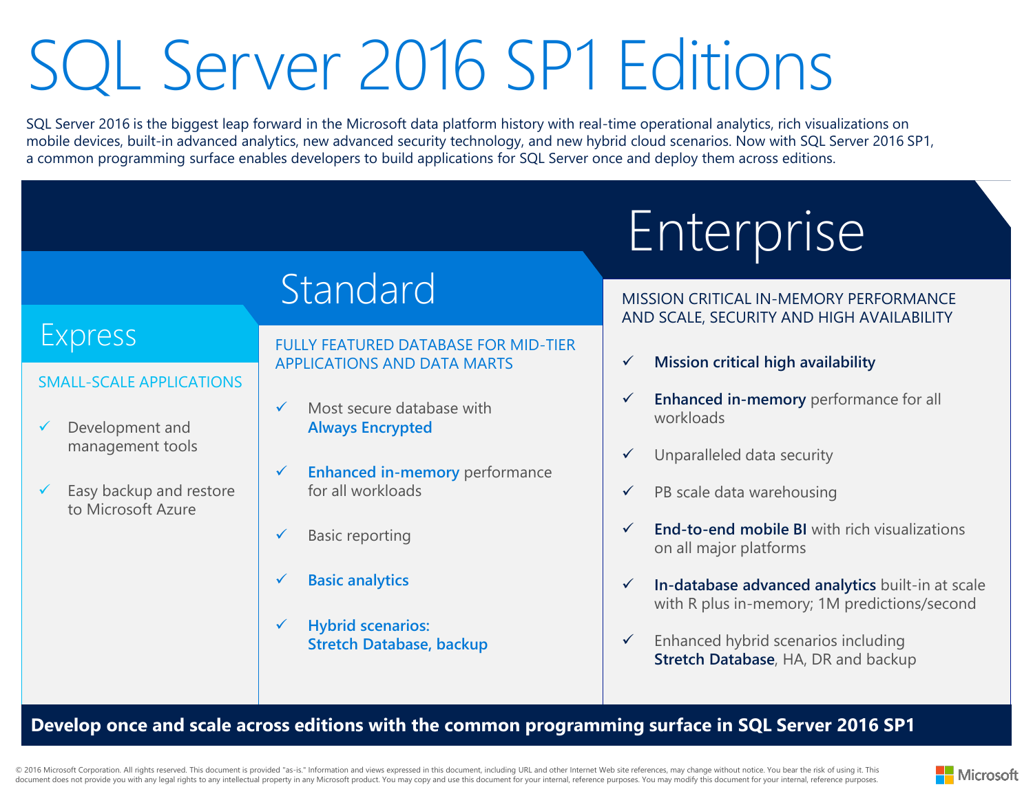# SQL Server 2016 SP1 Editions

SQL Server 2016 is the biggest leap forward in the Microsoft data platform history with real-time operational analytics, rich visualizations on mobile devices, built-in advanced analytics, new advanced security technology, and new hybrid cloud scenarios. Now with SQL Server 2016 SP1, a common programming surface enables developers to build applications for SQL Server once and deploy them across editions.

## Express

SMALL-SCALE APPLICATIONS

- ✓ Development and management tools
- ✓ Easy backup and restore to Microsoft Azure

## Standard

FULLY FEATURED DATABASE FOR MID-TIER APPLICATIONS AND DATA MARTS

- ✓ Most secure database with **Always Encrypted**
- ✓ **Enhanced in-memory** performance for all workloads
- ✓ Basic reporting
- ✓ **Basic analytics**
- ✓ **Hybrid scenarios: Stretch Database, backup**

## Enterprise

MISSION CRITICAL IN-MEMORY PERFORMANCE AND SCALE, SECURITY AND HIGH AVAILABILITY

- ✓ **Mission critical high availability**
- ✓ **Enhanced in-memory** performance for all workloads
- ✓ Unparalleled data security
- ✓ PB scale data warehousing
- ✓ **End-to-end mobile BI** with rich visualizations on all major platforms
- ✓ **In-database advanced analytics** built-in at scale with R plus in-memory; 1M predictions/second
- ✓ Enhanced hybrid scenarios including **Stretch Database**, HA, DR and backup

**Develop once and scale across editions with the common programming surface in SQL Server 2016 SP1**

© 2016 Microsoft Corporation. All rights reserved. This document is provided "as-is." Information and views expressed in this document, including URL and other Internet Web site references, may change without notice. You bear the risk of using it. This document does not provide you with any legal rights to any intellectual property in any Microsoft product. You may copy and use this document for your internal, reference purposes. You may modify this document for your internal, reference purposes.

Microsoft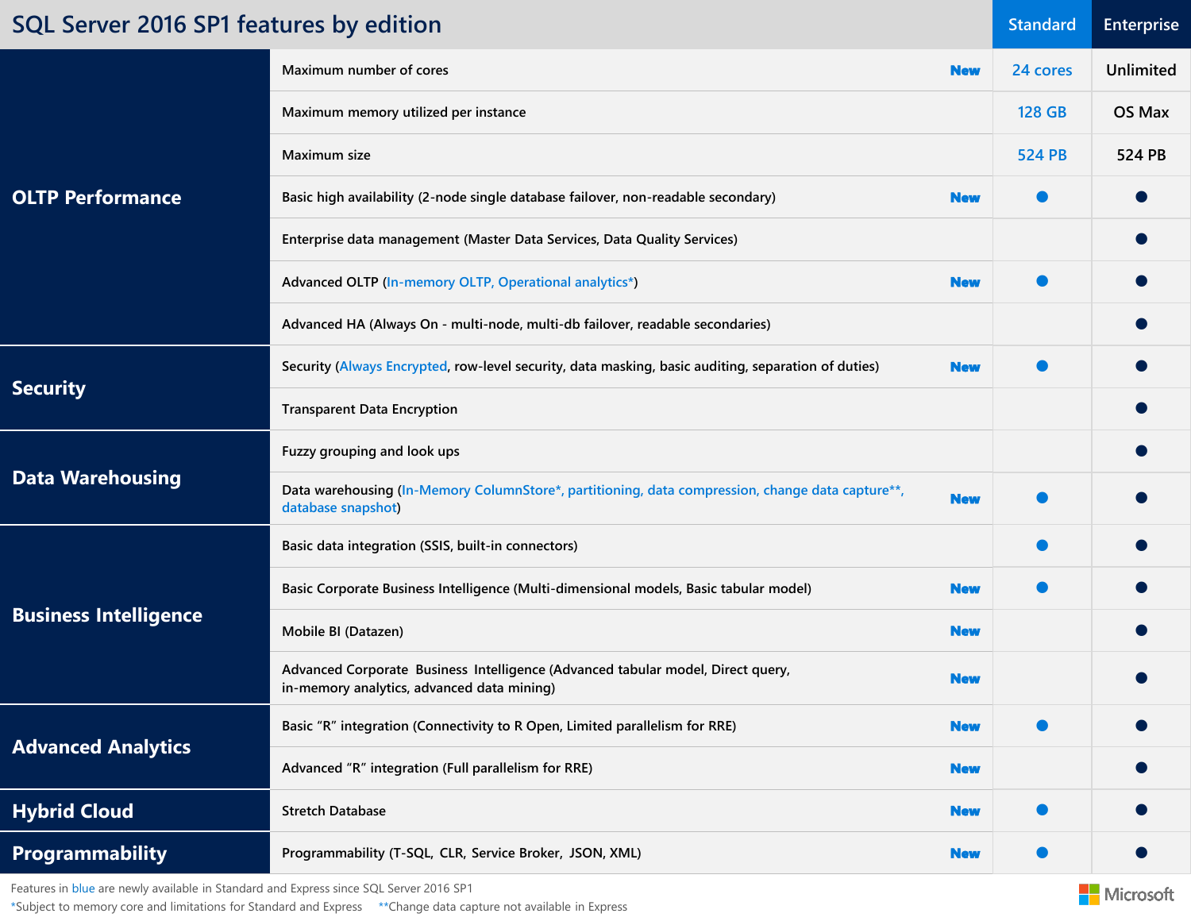# SQL Server 2016 SP1 features by edition

| Category | Feature | | Standard | Enterprise |
|---|---|---|---|---|
| OLTP Performance | Maximum number of cores | New | 24 cores | Unlimited |
| | Maximum memory utilized per instance | | 128 GB | OS Max |
| | Maximum size | | 524 PB | 524 PB |
| | Basic high availability (2-node single database failover, non-readable secondary) | New | ● | ● |
| | Enterprise data management (Master Data Services, Data Quality Services) | | | ● |
| | Advanced OLTP (In-memory OLTP, Operational analytics*) | New | ● | ● |
| | Advanced HA (Always On - multi-node, multi-db failover, readable secondaries) | | | ● |
| Security | Security (Always Encrypted, row-level security, data masking, basic auditing, separation of duties) | New | ● | ● |
| | Transparent Data Encryption | | | ● |
| Data Warehousing | Fuzzy grouping and look ups | | | ● |
| | Data warehousing (In-Memory ColumnStore*, partitioning, data compression, change data capture**, database snapshot) | New | ● | ● |
| Business Intelligence | Basic data integration (SSIS, built-in connectors) | | ● | ● |
| | Basic Corporate Business Intelligence (Multi-dimensional models, Basic tabular model) | New | ● | ● |
| | Mobile BI (Datazen) | New | | ● |
| | Advanced Corporate Business Intelligence (Advanced tabular model, Direct query, in-memory analytics, advanced data mining) | New | | ● |
| Advanced Analytics | Basic "R" integration (Connectivity to R Open, Limited parallelism for RRE) | New | ● | ● |
| | Advanced "R" integration (Full parallelism for RRE) | New | | ● |
| Hybrid Cloud | Stretch Database | New | ● | ● |
| Programmability | Programmability (T-SQL, CLR, Service Broker, JSON, XML) | New | ● | ● |

Features in blue are newly available in Standard and Express since SQL Server 2016 SP1

*Subject to memory core and limitations for Standard and Express **Change data capture not available in Express

Microsoft